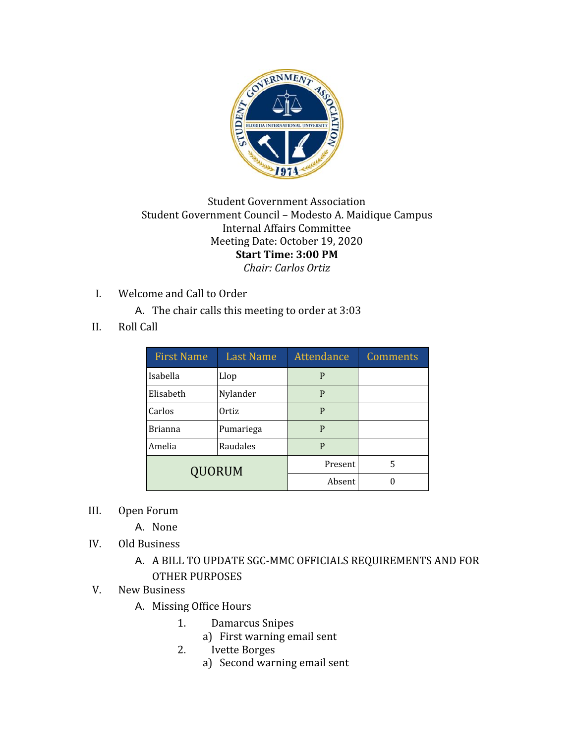Student Government Association
Student Government Council – Modesto A. Maidique Campus
Internal Affairs Committee
Meeting Date: October 19, 2020
**Start Time: 3:00 PM**
*Chair: Carlos Ortiz*

I. Welcome and Call to Order
   A. The chair calls this meeting to order at 3:03

II. Roll Call

| First Name | Last Name | Attendance | Comments |
|---|---|---|---|
| Isabella | Llop | P | |
| Elisabeth | Nylander | P | |
| Carlos | Ortiz | P | |
| Brianna | Pumariega | P | |
| Amelia | Raudales | P | |
| QUORUM | | Present | 5 |
| | | Absent | 0 |

III. Open Forum
   A. None

IV. Old Business
   A. A BILL TO UPDATE SGC-MMC OFFICIALS REQUIREMENTS AND FOR OTHER PURPOSES

V. New Business
   A. Missing Office Hours
      1. Damarcus Snipes
         a) First warning email sent
      2. Ivette Borges
         a) Second warning email sent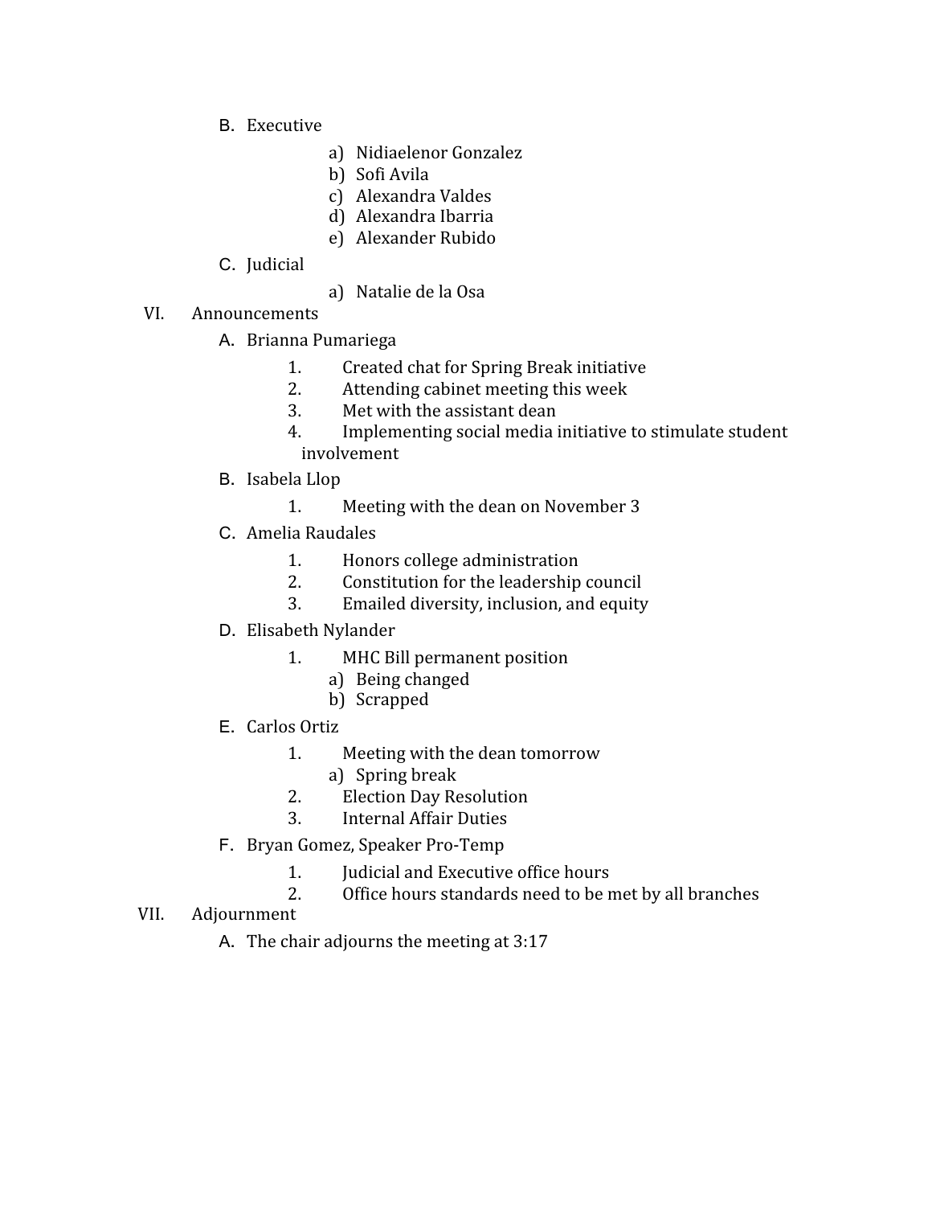B. Executive

   a) Nidiaelenor Gonzalez
   b) Sofi Avila
   c) Alexandra Valdes
   d) Alexandra Ibarria
   e) Alexander Rubido

C. Judicial

   a) Natalie de la Osa

VI. Announcements

   A. Brianna Pumariega

      1. Created chat for Spring Break initiative
      2. Attending cabinet meeting this week
      3. Met with the assistant dean
      4. Implementing social media initiative to stimulate student involvement

   B. Isabela Llop

      1. Meeting with the dean on November 3

   C. Amelia Raudales

      1. Honors college administration
      2. Constitution for the leadership council
      3. Emailed diversity, inclusion, and equity

   D. Elisabeth Nylander

      1. MHC Bill permanent position
         a) Being changed
         b) Scrapped

   E. Carlos Ortiz

      1. Meeting with the dean tomorrow
         a) Spring break
      2. Election Day Resolution
      3. Internal Affair Duties

   F. Bryan Gomez, Speaker Pro-Temp

      1. Judicial and Executive office hours
      2. Office hours standards need to be met by all branches

VII. Adjournment

   A. The chair adjourns the meeting at 3:17